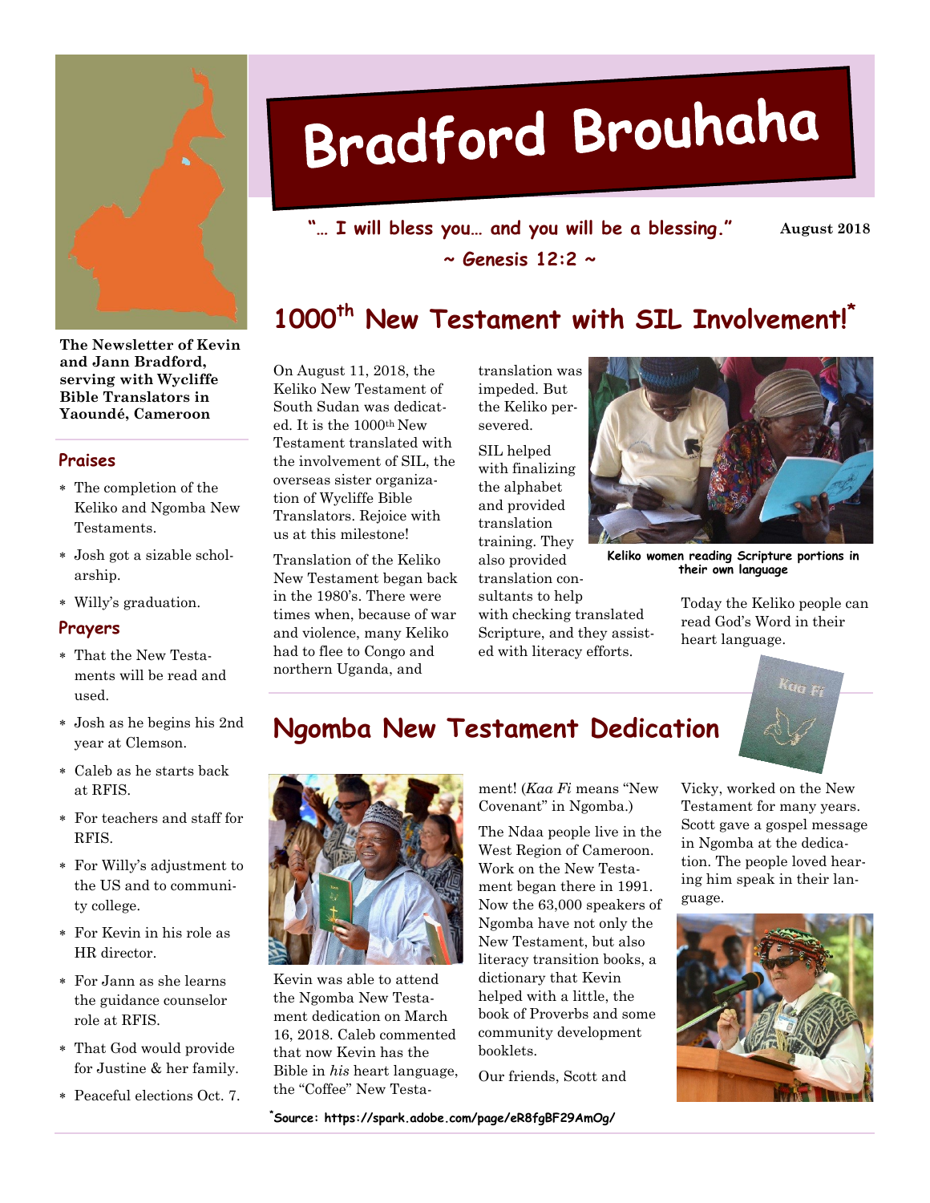# Bradford Brouhaha

**"… I will bless you… and you will be a blessing."**
**~ Genesis 12:2 ~**

**August 2018**

**The Newsletter of Kevin and Jann Bradford, serving with Wycliffe Bible Translators in Yaoundé, Cameroon**

## Praises

- The completion of the Keliko and Ngomba New Testaments.
- Josh got a sizable scholarship.
- Willy's graduation.

## Prayers

- That the New Testaments will be read and used.
- Josh as he begins his 2nd year at Clemson.
- Caleb as he starts back at RFIS.
- For teachers and staff for RFIS.
- For Willy's adjustment to the US and to community college.
- For Kevin in his role as HR director.
- For Jann as she learns the guidance counselor role at RFIS.
- That God would provide for Justine & her family.
- Peaceful elections Oct. 7.

## 1000th New Testament with SIL Involvement!*

On August 11, 2018, the Keliko New Testament of South Sudan was dedicated. It is the 1000th New Testament translated with the involvement of SIL, the overseas sister organization of Wycliffe Bible Translators. Rejoice with us at this milestone!

Translation of the Keliko New Testament began back in the 1980's. There were times when, because of war and violence, many Keliko had to flee to Congo and northern Uganda, and translation was impeded. But the Keliko persevered.

SIL helped with finalizing the alphabet and provided translation training. They also provided translation consultants to help with checking translated Scripture, and they assisted with literacy efforts.

Keliko women reading Scripture portions in their own language

Today the Keliko people can read God's Word in their heart language.

## Ngomba New Testament Dedication

Kevin was able to attend the Ngomba New Testament dedication on March 16, 2018. Caleb commented that now Kevin has the Bible in *his* heart language, the "Coffee" New Testament! (*Kaa Fi* means "New Covenant" in Ngomba.)

The Ndaa people live in the West Region of Cameroon. Work on the New Testament began there in 1991. Now the 63,000 speakers of Ngomba have not only the New Testament, but also literacy transition books, a dictionary that Kevin helped with a little, the book of Proverbs and some community development booklets.

Our friends, Scott and Vicky, worked on the New Testament for many years. Scott gave a gospel message in Ngomba at the dedication. The people loved hearing him speak in their language.

*Source: https://spark.adobe.com/page/eR8fgBF29AmOg/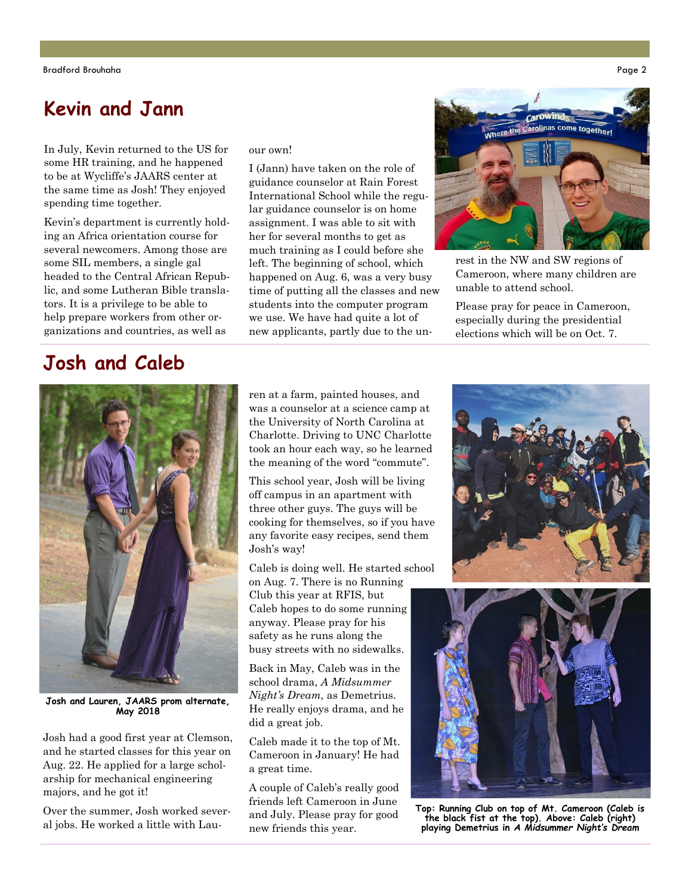## Kevin and Jann

In July, Kevin returned to the US for some HR training, and he happened to be at Wycliffe's JAARS center at the same time as Josh! They enjoyed spending time together.

Kevin's department is currently holding an Africa orientation course for several newcomers. Among those are some SIL members, a single gal headed to the Central African Republic, and some Lutheran Bible translators. It is a privilege to be able to help prepare workers from other organizations and countries, as well as our own!

I (Jann) have taken on the role of guidance counselor at Rain Forest International School while the regular guidance counselor is on home assignment. I was able to sit with her for several months to get as much training as I could before she left. The beginning of school, which happened on Aug. 6, was a very busy time of putting all the classes and new students into the computer program we use. We have had quite a lot of new applicants, partly due to the unrest in the NW and SW regions of Cameroon, where many children are unable to attend school.

Please pray for peace in Cameroon, especially during the presidential elections which will be on Oct. 7.

## Josh and Caleb

**Josh and Lauren, JAARS prom alternate, May 2018**

Josh had a good first year at Clemson, and he started classes for this year on Aug. 22. He applied for a large scholarship for mechanical engineering majors, and he got it!

Over the summer, Josh worked several jobs. He worked a little with Lauren at a farm, painted houses, and was a counselor at a science camp at the University of North Carolina at Charlotte. Driving to UNC Charlotte took an hour each way, so he learned the meaning of the word "commute".

This school year, Josh will be living off campus in an apartment with three other guys. The guys will be cooking for themselves, so if you have any favorite easy recipes, send them Josh's way!

Caleb is doing well. He started school on Aug. 7. There is no Running Club this year at RFIS, but Caleb hopes to do some running anyway. Please pray for his safety as he runs along the busy streets with no sidewalks.

Back in May, Caleb was in the school drama, *A Midsummer Night's Dream,* as Demetrius. He really enjoys drama, and he did a great job.

Caleb made it to the top of Mt. Cameroon in January! He had a great time.

A couple of Caleb's really good friends left Cameroon in June and July. Please pray for good new friends this year.

**Top: Running Club on top of Mt. Cameroon (Caleb is the black fist at the top). Above: Caleb (right) playing Demetrius in *A Midsummer Night's Dream***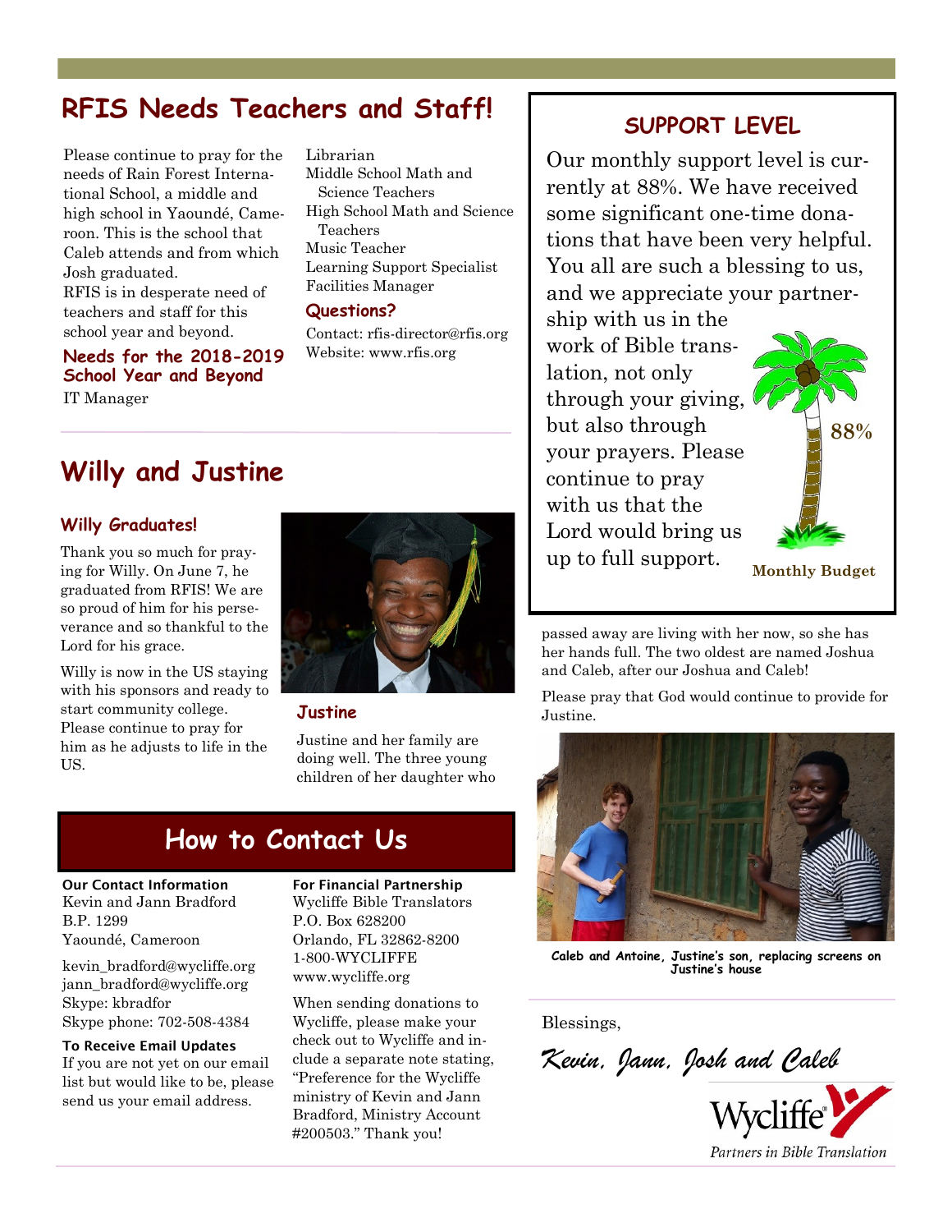## RFIS Needs Teachers and Staff!

Please continue to pray for the needs of Rain Forest International School, a middle and high school in Yaoundé, Cameroon. This is the school that Caleb attends and from which Josh graduated.

RFIS is in desperate need of teachers and staff for this school year and beyond.

### Needs for the 2018-2019 School Year and Beyond

IT Manager
Librarian
Middle School Math and Science Teachers
High School Math and Science Teachers
Music Teacher
Learning Support Specialist
Facilities Manager

### Questions?

Contact: rfis-director@rfis.org
Website: www.rfis.org

## SUPPORT LEVEL

Our monthly support level is currently at 88%. We have received some significant one-time donations that have been very helpful. You all are such a blessing to us, and we appreciate your partnership with us in the work of Bible translation, not only through your giving, but also through your prayers. Please continue to pray with us that the Lord would bring us up to full support.

88%

Monthly Budget

## Willy and Justine

### Willy Graduates!

Thank you so much for praying for Willy. On June 7, he graduated from RFIS! We are so proud of him for his perseverance and so thankful to the Lord for his grace.

Willy is now in the US staying with his sponsors and ready to start community college. Please continue to pray for him as he adjusts to life in the US.

### Justine

Justine and her family are doing well. The three young children of her daughter who passed away are living with her now, so she has her hands full. The two oldest are named Joshua and Caleb, after our Joshua and Caleb!

Please pray that God would continue to provide for Justine.

Caleb and Antoine, Justine's son, replacing screens on Justine's house

## How to Contact Us

**Our Contact Information**
Kevin and Jann Bradford
B.P. 1299
Yaoundé, Cameroon

kevin_bradford@wycliffe.org
jann_bradford@wycliffe.org
Skype: kbradfor
Skype phone: 702-508-4384

**To Receive Email Updates**
If you are not yet on our email list but would like to be, please send us your email address.

**For Financial Partnership**
Wycliffe Bible Translators
P.O. Box 628200
Orlando, FL 32862-8200
1-800-WYCLIFFE
www.wycliffe.org

When sending donations to Wycliffe, please make your check out to Wycliffe and include a separate note stating, "Preference for the Wycliffe ministry of Kevin and Jann Bradford, Ministry Account #200503." Thank you!

Blessings,

*Kevin, Jann, Josh and Caleb*

Wycliffe
Partners in Bible Translation